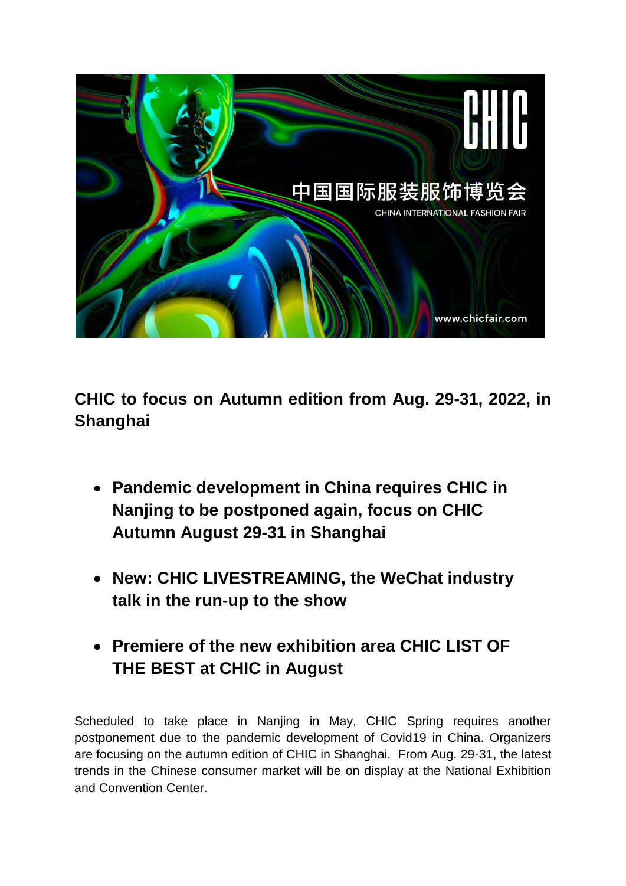**CHIC to focus on Autumn edition from Aug. 29-31, 2022, in Shanghai**

- **Pandemic development in China requires CHIC in Nanjing to be postponed again, focus on CHIC Autumn August 29-31 in Shanghai**
- **New: CHIC LIVESTREAMING, the WeChat industry talk in the run-up to the show**
- **Premiere of the new exhibition area CHIC LIST OF THE BEST at CHIC in August**

Scheduled to take place in Nanjing in May, CHIC Spring requires another postponement due to the pandemic development of Covid19 in China. Organizers are focusing on the autumn edition of CHIC in Shanghai. From Aug. 29-31, the latest trends in the Chinese consumer market will be on display at the National Exhibition and Convention Center.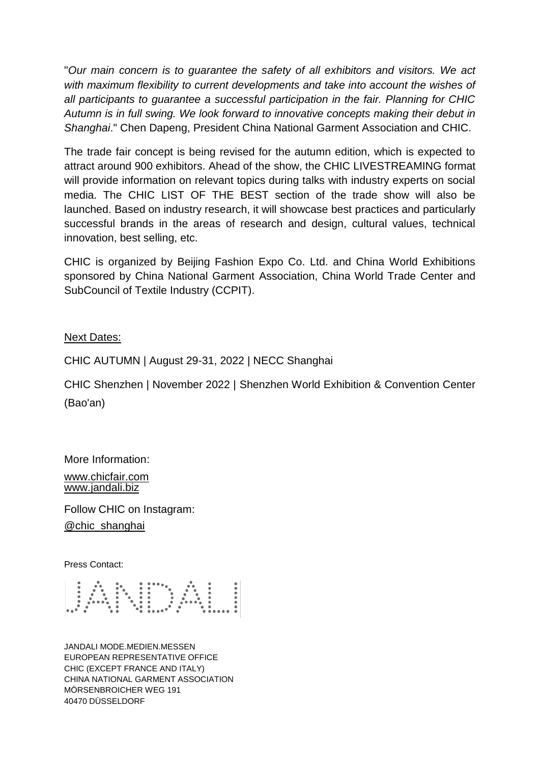"*Our main concern is to guarantee the safety of all exhibitors and visitors. We act with maximum flexibility to current developments and take into account the wishes of all participants to guarantee a successful participation in the fair. Planning for CHIC Autumn is in full swing. We look forward to innovative concepts making their debut in Shanghai*." Chen Dapeng, President China National Garment Association and CHIC.

The trade fair concept is being revised for the autumn edition, which is expected to attract around 900 exhibitors. Ahead of the show, the CHIC LIVESTREAMING format will provide information on relevant topics during talks with industry experts on social media. The CHIC LIST OF THE BEST section of the trade show will also be launched. Based on industry research, it will showcase best practices and particularly successful brands in the areas of research and design, cultural values, technical innovation, best selling, etc.

CHIC is organized by Beijing Fashion Expo Co. Ltd. and China World Exhibitions sponsored by China National Garment Association, China World Trade Center and SubCouncil of Textile Industry (CCPIT).

Next Dates:

CHIC AUTUMN | August 29-31, 2022 | NECC Shanghai

CHIC Shenzhen | November 2022 | Shenzhen World Exhibition & Convention Center (Bao'an)

More Information:
www.chicfair.com
www.jandali.biz

Follow CHIC on Instagram:
@chic_shanghai

Press Contact:

JANDALI

JANDALI MODE.MEDIEN.MESSEN
EUROPEAN REPRESENTATIVE OFFICE
CHIC (EXCEPT FRANCE AND ITALY)
CHINA NATIONAL GARMENT ASSOCIATION
MÖRSENBROICHER WEG 191
40470 DÜSSELDORF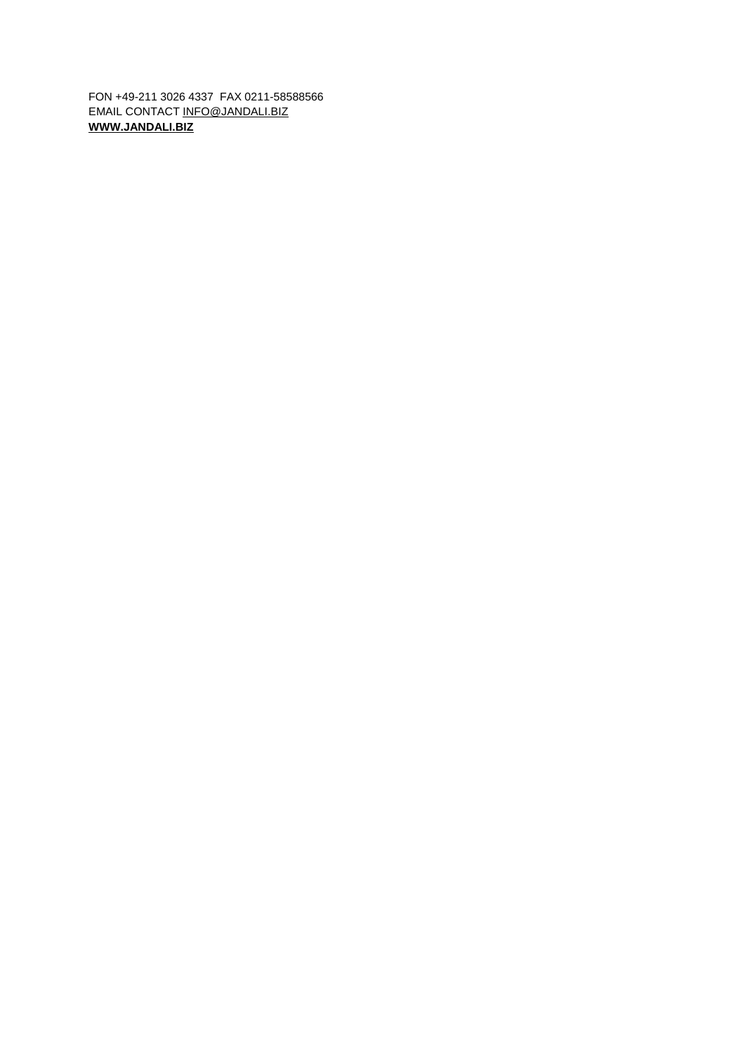FON +49-211 3026 4337  FAX 0211-58588566
EMAIL CONTACT INFO@JANDALI.BIZ
**WWW.JANDALI.BIZ**